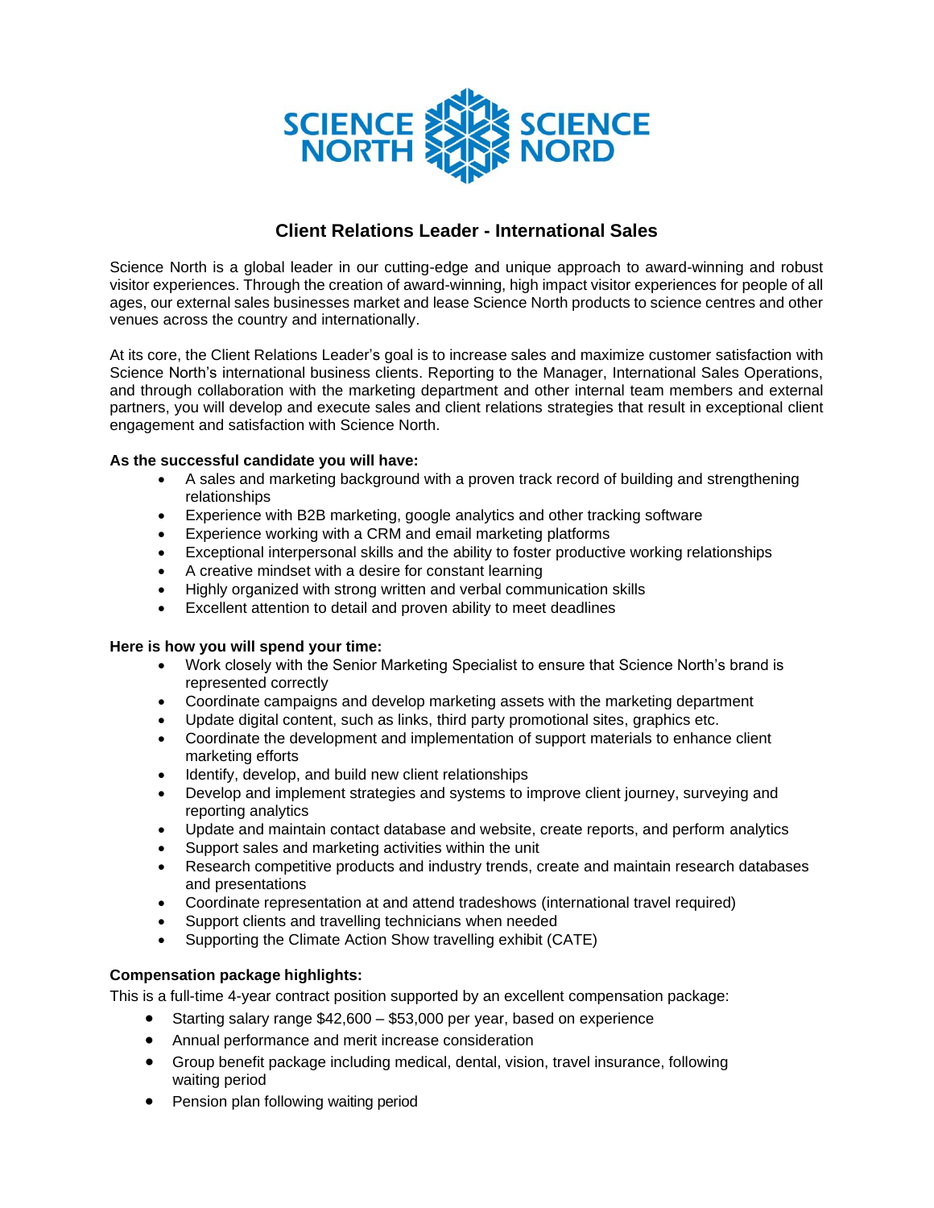SCIENCE NORTH SCIENCE NORD

# Client Relations Leader - International Sales

Science North is a global leader in our cutting-edge and unique approach to award-winning and robust visitor experiences. Through the creation of award-winning, high impact visitor experiences for people of all ages, our external sales businesses market and lease Science North products to science centres and other venues across the country and internationally.

At its core, the Client Relations Leader's goal is to increase sales and maximize customer satisfaction with Science North's international business clients. Reporting to the Manager, International Sales Operations, and through collaboration with the marketing department and other internal team members and external partners, you will develop and execute sales and client relations strategies that result in exceptional client engagement and satisfaction with Science North.

**As the successful candidate you will have:**

- A sales and marketing background with a proven track record of building and strengthening relationships
- Experience with B2B marketing, google analytics and other tracking software
- Experience working with a CRM and email marketing platforms
- Exceptional interpersonal skills and the ability to foster productive working relationships
- A creative mindset with a desire for constant learning
- Highly organized with strong written and verbal communication skills
- Excellent attention to detail and proven ability to meet deadlines

**Here is how you will spend your time:**

- Work closely with the Senior Marketing Specialist to ensure that Science North's brand is represented correctly
- Coordinate campaigns and develop marketing assets with the marketing department
- Update digital content, such as links, third party promotional sites, graphics etc.
- Coordinate the development and implementation of support materials to enhance client marketing efforts
- Identify, develop, and build new client relationships
- Develop and implement strategies and systems to improve client journey, surveying and reporting analytics
- Update and maintain contact database and website, create reports, and perform analytics
- Support sales and marketing activities within the unit
- Research competitive products and industry trends, create and maintain research databases and presentations
- Coordinate representation at and attend tradeshows (international travel required)
- Support clients and travelling technicians when needed
- Supporting the Climate Action Show travelling exhibit (CATE)

**Compensation package highlights:**

This is a full-time 4-year contract position supported by an excellent compensation package:

- Starting salary range $42,600 – $53,000 per year, based on experience
- Annual performance and merit increase consideration
- Group benefit package including medical, dental, vision, travel insurance, following waiting period
- Pension plan following waiting period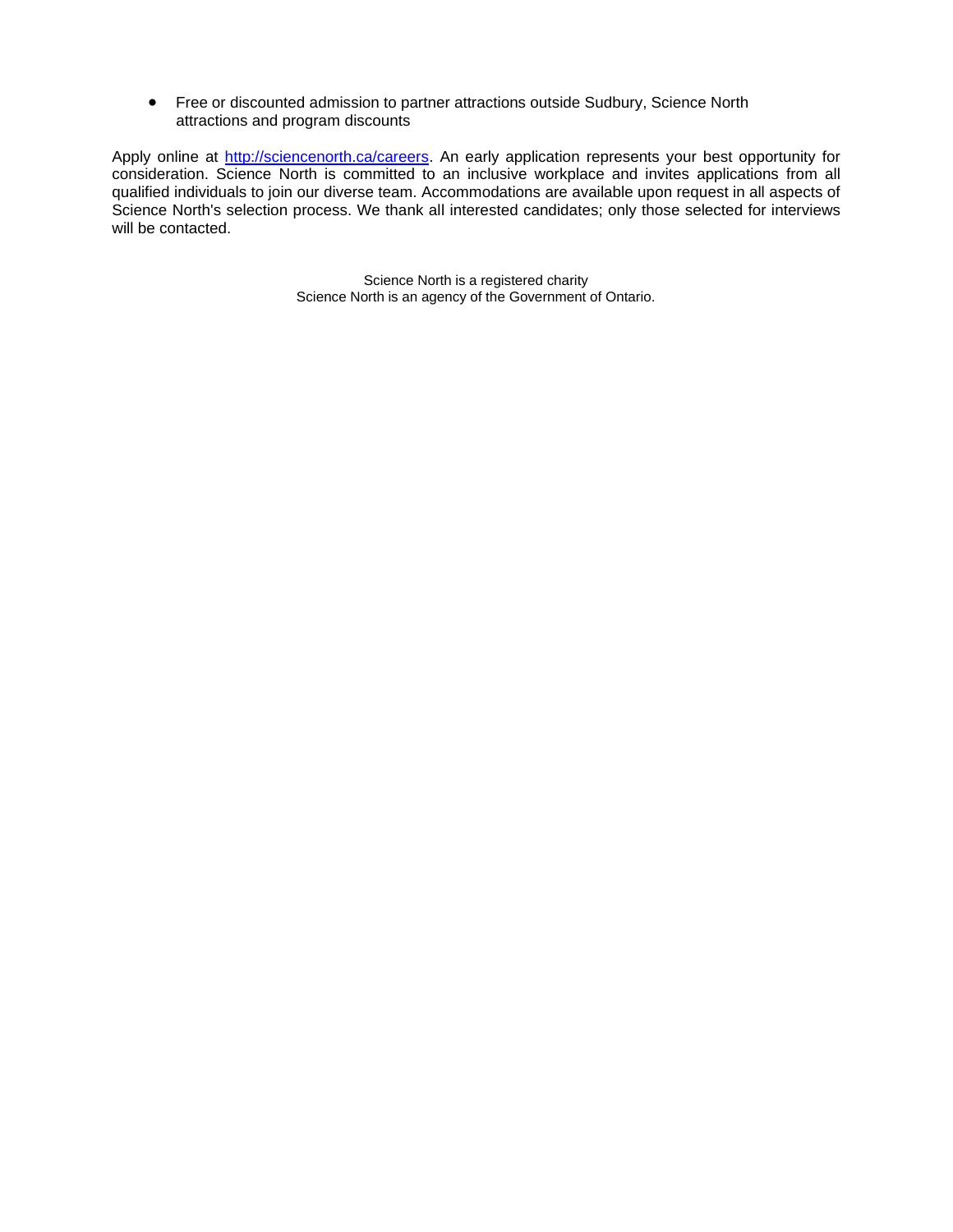- Free or discounted admission to partner attractions outside Sudbury, Science North attractions and program discounts

Apply online at [http://sciencenorth.ca/careers](http://sciencenorth.ca/careers). An early application represents your best opportunity for consideration. Science North is committed to an inclusive workplace and invites applications from all qualified individuals to join our diverse team. Accommodations are available upon request in all aspects of Science North's selection process. We thank all interested candidates; only those selected for interviews will be contacted.

Science North is a registered charity
Science North is an agency of the Government of Ontario.